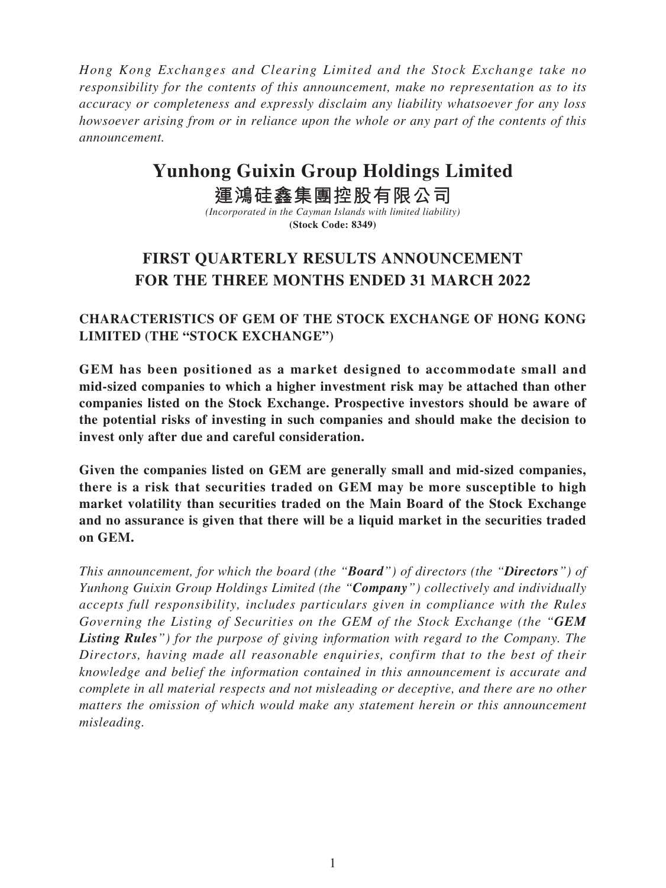*Hong Kong Exchanges and Clearing Limited and the Stock Exchange take no responsibility for the contents of this announcement, make no representation as to its accuracy or completeness and expressly disclaim any liability whatsoever for any loss howsoever arising from or in reliance upon the whole or any part of the contents of this announcement.*

# Yunhong Guixin Group Holdings Limited

# 運鴻硅鑫集團控股有限公司

*(Incorporated in the Cayman Islands with limited liability)*

**(Stock Code: 8349)**

## FIRST QUARTERLY RESULTS ANNOUNCEMENT FOR THE THREE MONTHS ENDED 31 MARCH 2022

### CHARACTERISTICS OF GEM OF THE STOCK EXCHANGE OF HONG KONG LIMITED (THE "STOCK EXCHANGE")

**GEM has been positioned as a market designed to accommodate small and mid-sized companies to which a higher investment risk may be attached than other companies listed on the Stock Exchange. Prospective investors should be aware of the potential risks of investing in such companies and should make the decision to invest only after due and careful consideration.**

**Given the companies listed on GEM are generally small and mid-sized companies, there is a risk that securities traded on GEM may be more susceptible to high market volatility than securities traded on the Main Board of the Stock Exchange and no assurance is given that there will be a liquid market in the securities traded on GEM.**

*This announcement, for which the board (the "**Board**") of directors (the "**Directors**") of Yunhong Guixin Group Holdings Limited (the "**Company**") collectively and individually accepts full responsibility, includes particulars given in compliance with the Rules Governing the Listing of Securities on the GEM of the Stock Exchange (the "**GEM Listing Rules**") for the purpose of giving information with regard to the Company. The Directors, having made all reasonable enquiries, confirm that to the best of their knowledge and belief the information contained in this announcement is accurate and complete in all material respects and not misleading or deceptive, and there are no other matters the omission of which would make any statement herein or this announcement misleading.*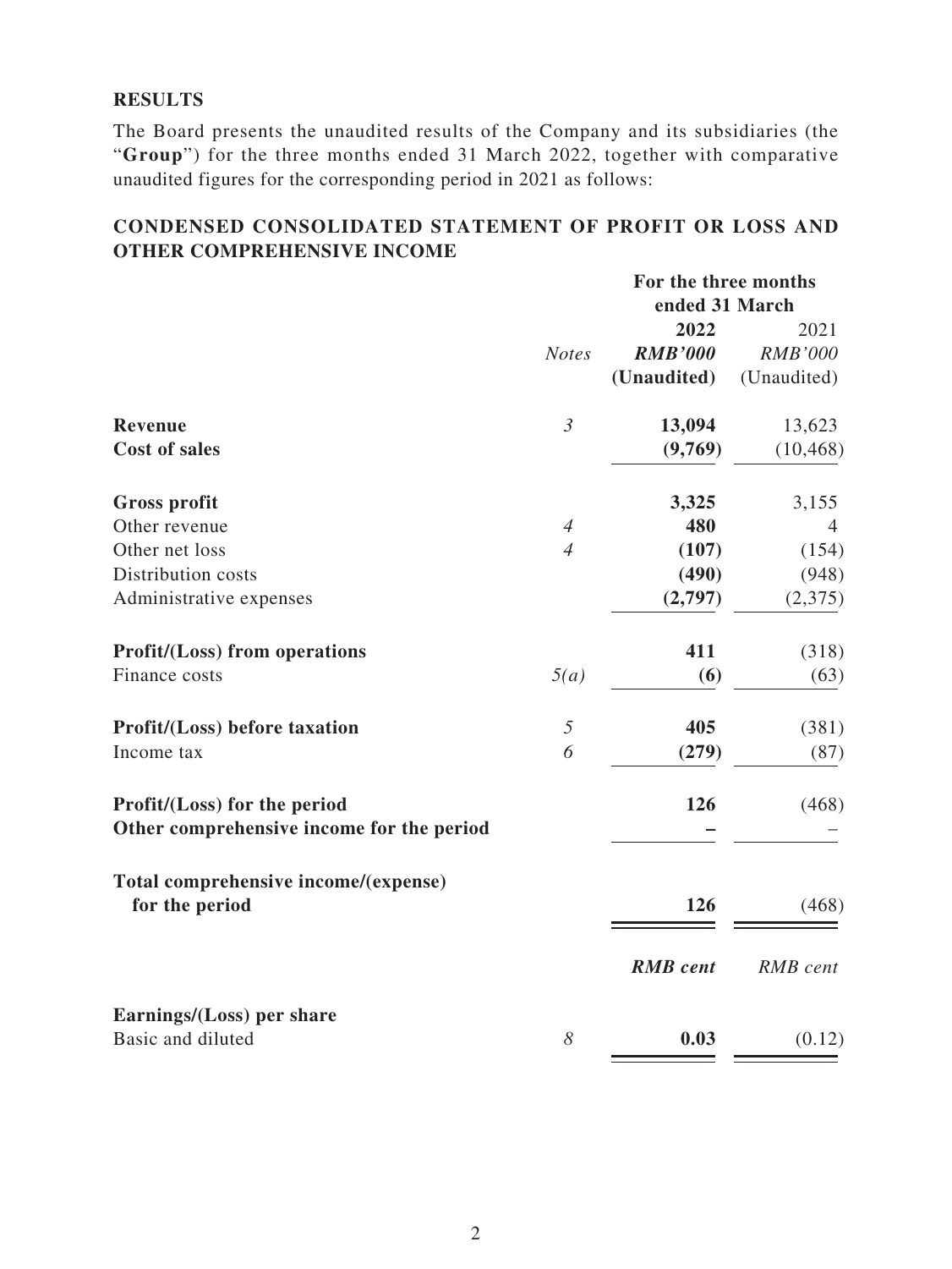## RESULTS

The Board presents the unaudited results of the Company and its subsidiaries (the "**Group**") for the three months ended 31 March 2022, together with comparative unaudited figures for the corresponding period in 2021 as follows:

## CONDENSED CONSOLIDATED STATEMENT OF PROFIT OR LOSS AND OTHER COMPREHENSIVE INCOME

| | | For the three months ended 31 March | |
|---|---|---|---|
| | | **2022** | 2021 |
| | *Notes* | ***RMB'000*** | *RMB'000* |
| | | **(Unaudited)** | (Unaudited) |
| **Revenue** | *3* | **13,094** | 13,623 |
| **Cost of sales** | | **(9,769)** | (10,468) |
| **Gross profit** | | **3,325** | 3,155 |
| Other revenue | *4* | **480** | 4 |
| Other net loss | *4* | **(107)** | (154) |
| Distribution costs | | **(490)** | (948) |
| Administrative expenses | | **(2,797)** | (2,375) |
| **Profit/(Loss) from operations** | | **411** | (318) |
| Finance costs | *5(a)* | **(6)** | (63) |
| **Profit/(Loss) before taxation** | *5* | **405** | (381) |
| Income tax | *6* | **(279)** | (87) |
| **Profit/(Loss) for the period** | | **126** | (468) |
| **Other comprehensive income for the period** | | **–** | – |
| **Total comprehensive income/(expense) for the period** | | **126** | (468) |
| | | ***RMB cent*** | *RMB cent* |
| **Earnings/(Loss) per share** | | | |
| Basic and diluted | *8* | **0.03** | (0.12) |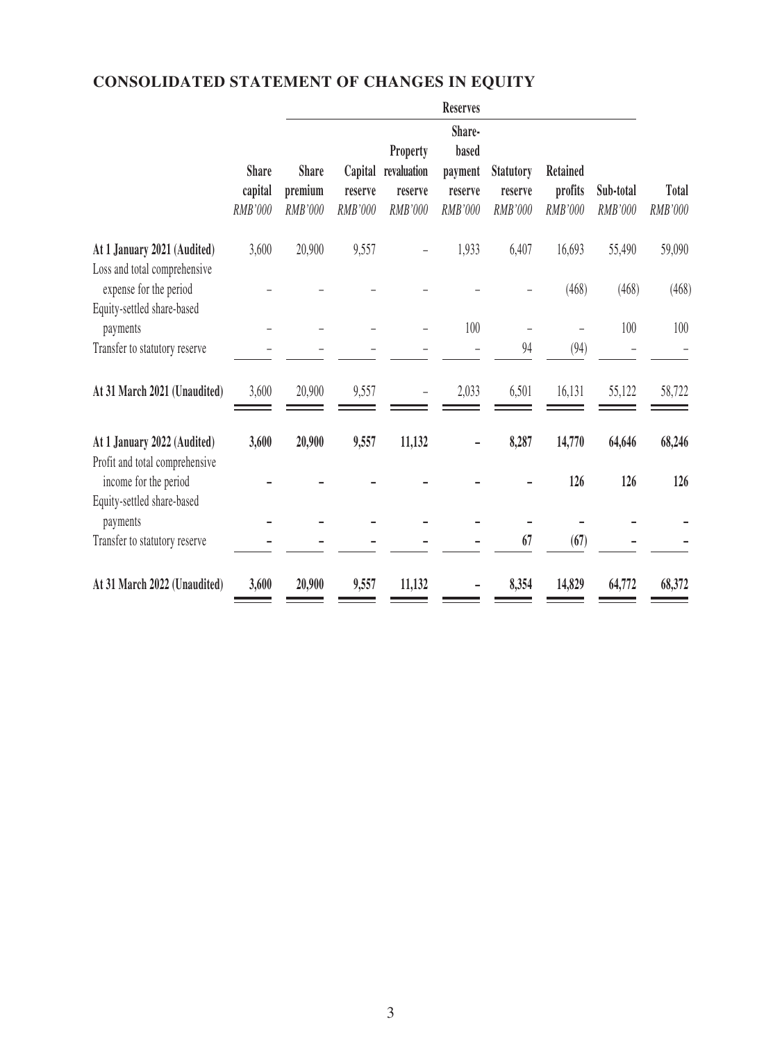## CONSOLIDATED STATEMENT OF CHANGES IN EQUITY

| | | Reserves | | | | | | | |
|---|---|---|---|---|---|---|---|---|---|
| | **Share capital** | **Share premium** | **Capital reserve** | **Property revaluation reserve** | **Share-based payment reserve** | **Statutory reserve** | **Retained profits** | **Sub-total** | **Total** |
| | *RMB'000* | *RMB'000* | *RMB'000* | *RMB'000* | *RMB'000* | *RMB'000* | *RMB'000* | *RMB'000* | *RMB'000* |
| **At 1 January 2021 (Audited)** | 3,600 | 20,900 | 9,557 | – | 1,933 | 6,407 | 16,693 | 55,490 | 59,090 |
| Loss and total comprehensive expense for the period | – | – | – | – | – | – | (468) | (468) | (468) |
| Equity-settled share-based payments | – | – | – | – | 100 | – | – | 100 | 100 |
| Transfer to statutory reserve | – | – | – | – | – | 94 | (94) | – | – |
| **At 31 March 2021 (Unaudited)** | 3,600 | 20,900 | 9,557 | – | 2,033 | 6,501 | 16,131 | 55,122 | 58,722 |
| **At 1 January 2022 (Audited)** | **3,600** | **20,900** | **9,557** | **11,132** | **–** | **8,287** | **14,770** | **64,646** | **68,246** |
| Profit and total comprehensive income for the period | **–** | **–** | **–** | **–** | **–** | **–** | **126** | **126** | **126** |
| Equity-settled share-based payments | **–** | **–** | **–** | **–** | **–** | **–** | **–** | **–** | **–** |
| Transfer to statutory reserve | **–** | **–** | **–** | **–** | **–** | **67** | **(67)** | **–** | **–** |
| **At 31 March 2022 (Unaudited)** | **3,600** | **20,900** | **9,557** | **11,132** | **–** | **8,354** | **14,829** | **64,772** | **68,372** |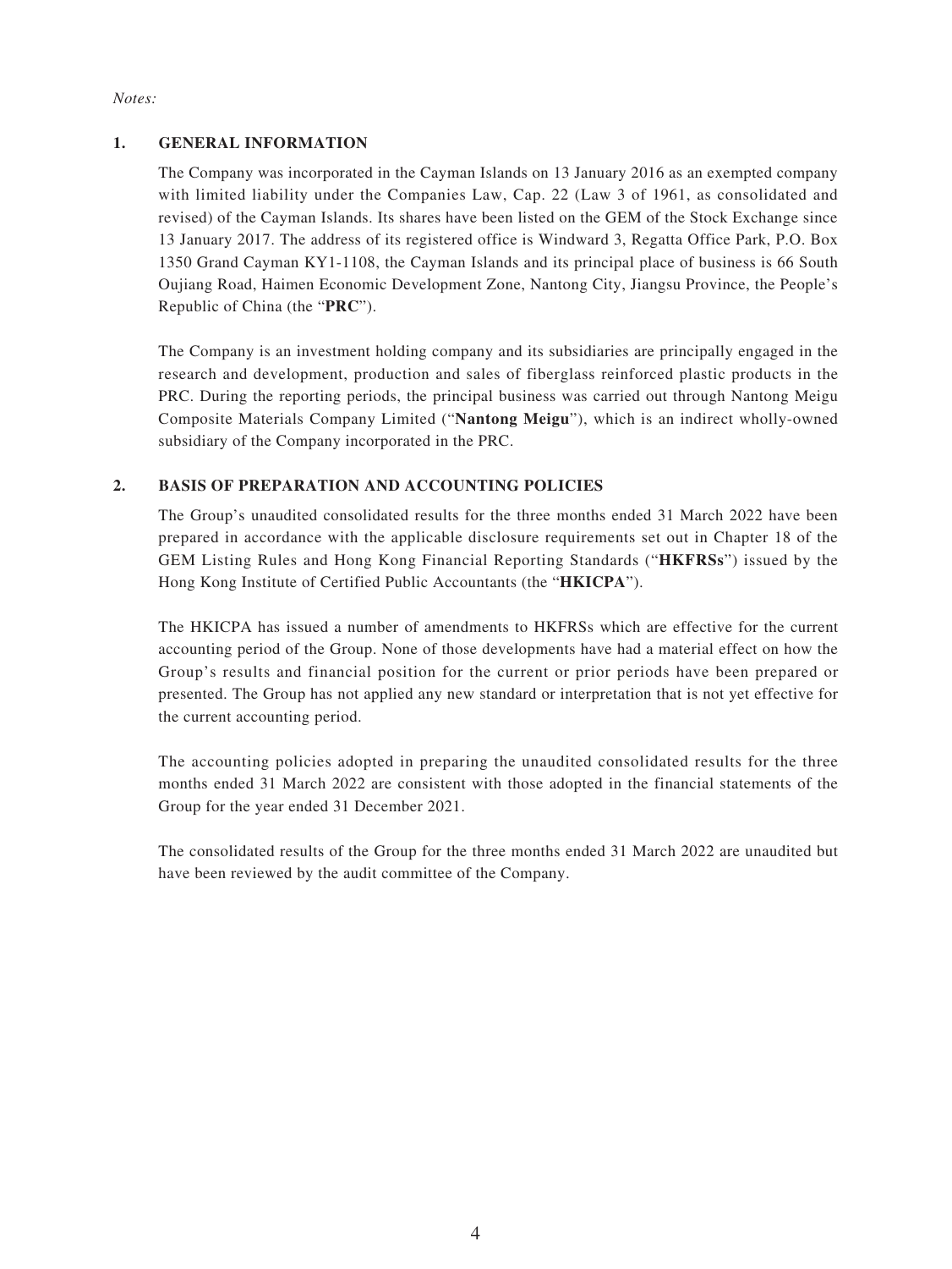*Notes:*

## 1. GENERAL INFORMATION

The Company was incorporated in the Cayman Islands on 13 January 2016 as an exempted company with limited liability under the Companies Law, Cap. 22 (Law 3 of 1961, as consolidated and revised) of the Cayman Islands. Its shares have been listed on the GEM of the Stock Exchange since 13 January 2017. The address of its registered office is Windward 3, Regatta Office Park, P.O. Box 1350 Grand Cayman KY1-1108, the Cayman Islands and its principal place of business is 66 South Oujiang Road, Haimen Economic Development Zone, Nantong City, Jiangsu Province, the People's Republic of China (the "**PRC**").

The Company is an investment holding company and its subsidiaries are principally engaged in the research and development, production and sales of fiberglass reinforced plastic products in the PRC. During the reporting periods, the principal business was carried out through Nantong Meigu Composite Materials Company Limited ("**Nantong Meigu**"), which is an indirect wholly-owned subsidiary of the Company incorporated in the PRC.

## 2. BASIS OF PREPARATION AND ACCOUNTING POLICIES

The Group's unaudited consolidated results for the three months ended 31 March 2022 have been prepared in accordance with the applicable disclosure requirements set out in Chapter 18 of the GEM Listing Rules and Hong Kong Financial Reporting Standards ("**HKFRSs**") issued by the Hong Kong Institute of Certified Public Accountants (the "**HKICPA**").

The HKICPA has issued a number of amendments to HKFRSs which are effective for the current accounting period of the Group. None of those developments have had a material effect on how the Group's results and financial position for the current or prior periods have been prepared or presented. The Group has not applied any new standard or interpretation that is not yet effective for the current accounting period.

The accounting policies adopted in preparing the unaudited consolidated results for the three months ended 31 March 2022 are consistent with those adopted in the financial statements of the Group for the year ended 31 December 2021.

The consolidated results of the Group for the three months ended 31 March 2022 are unaudited but have been reviewed by the audit committee of the Company.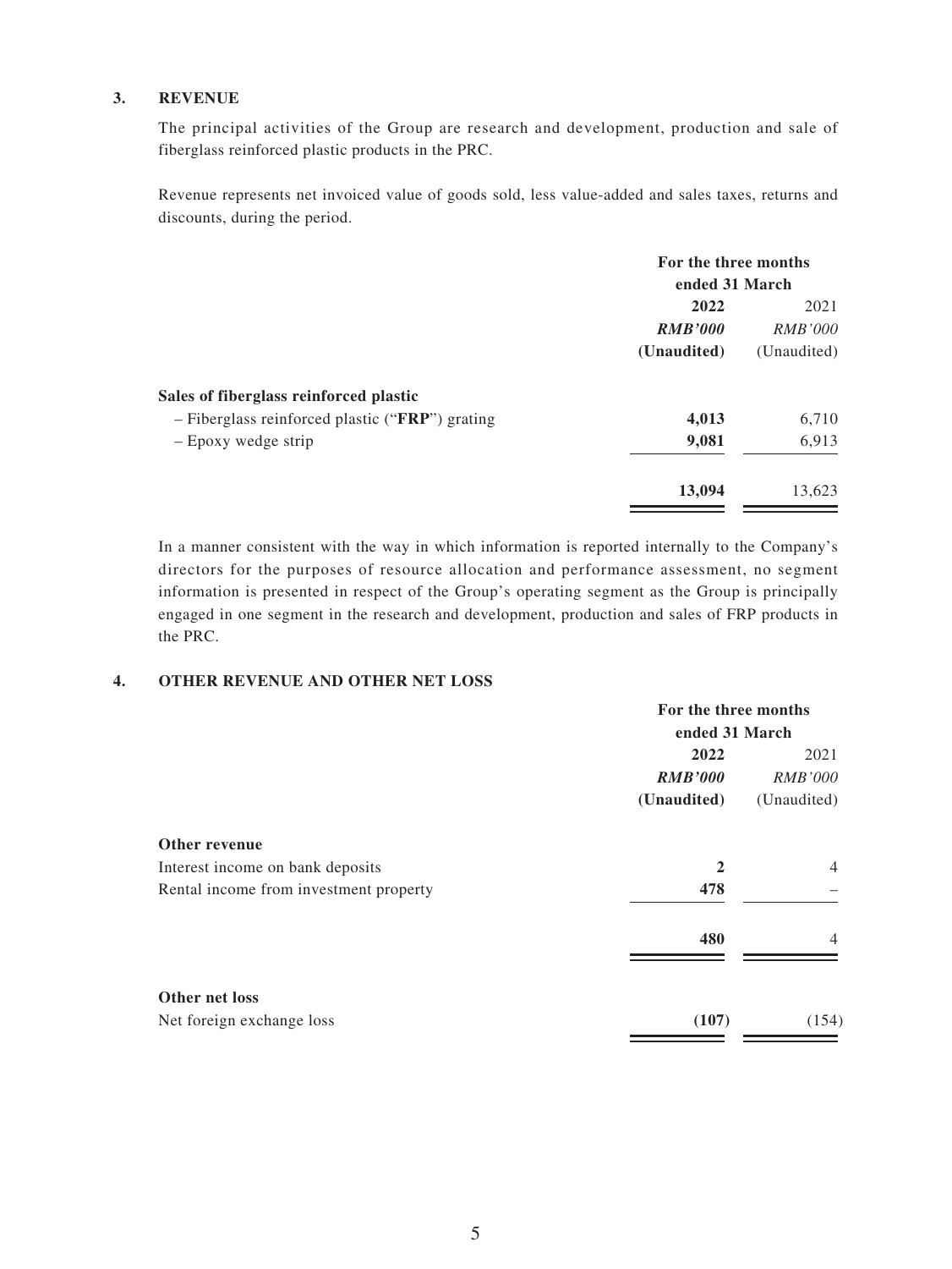### 3. REVENUE

The principal activities of the Group are research and development, production and sale of fiberglass reinforced plastic products in the PRC.

Revenue represents net invoiced value of goods sold, less value-added and sales taxes, returns and discounts, during the period.

| | For the three months ended 31 March | |
|---|---|---|
| | **2022** | 2021 |
| | ***RMB'000*** | *RMB'000* |
| | **(Unaudited)** | (Unaudited) |
| **Sales of fiberglass reinforced plastic** | | |
| – Fiberglass reinforced plastic ("**FRP**") grating | **4,013** | 6,710 |
| – Epoxy wedge strip | **9,081** | 6,913 |
| | **13,094** | 13,623 |

In a manner consistent with the way in which information is reported internally to the Company's directors for the purposes of resource allocation and performance assessment, no segment information is presented in respect of the Group's operating segment as the Group is principally engaged in one segment in the research and development, production and sales of FRP products in the PRC.

### 4. OTHER REVENUE AND OTHER NET LOSS

| | For the three months ended 31 March | |
|---|---|---|
| | **2022** | 2021 |
| | ***RMB'000*** | *RMB'000* |
| | **(Unaudited)** | (Unaudited) |
| **Other revenue** | | |
| Interest income on bank deposits | **2** | 4 |
| Rental income from investment property | **478** | – |
| | **480** | 4 |
| **Other net loss** | | |
| Net foreign exchange loss | **(107)** | (154) |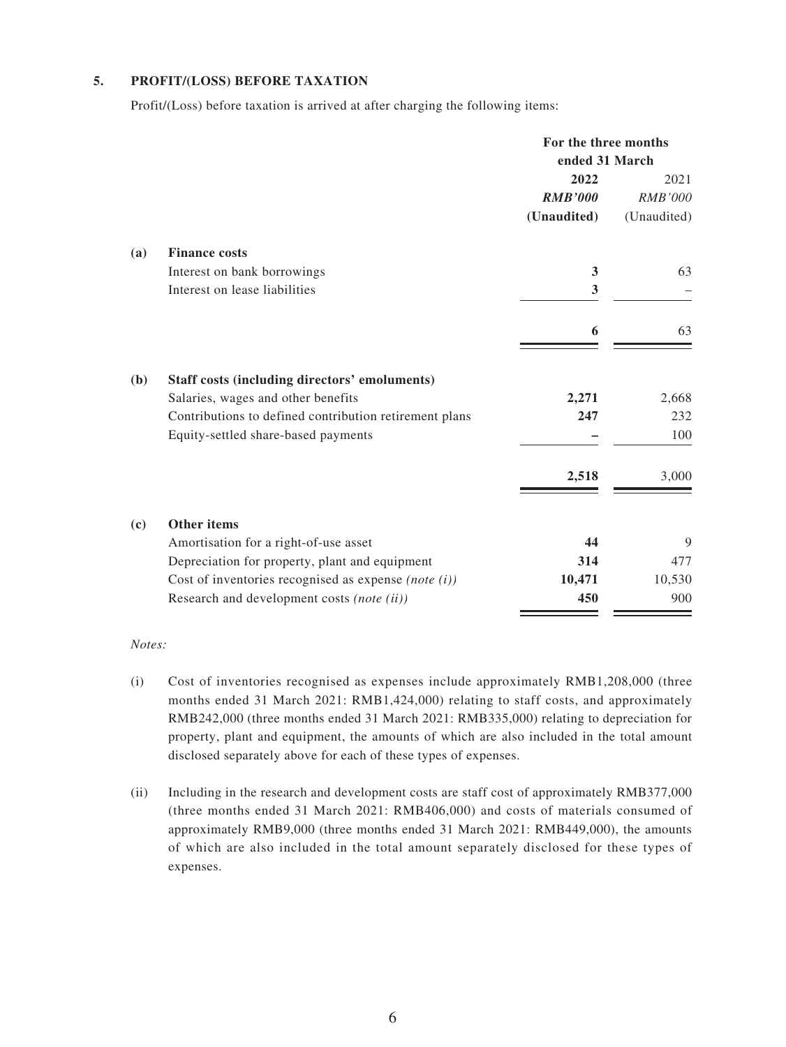## 5. PROFIT/(LOSS) BEFORE TAXATION

Profit/(Loss) before taxation is arrived at after charging the following items:

| | | For the three months ended 31 March | |
|---|---|---|---|
| | | **2022** | 2021 |
| | | ***RMB'000*** | *RMB'000* |
| | | **(Unaudited)** | (Unaudited) |
| **(a)** | **Finance costs** | | |
| | Interest on bank borrowings | **3** | 63 |
| | Interest on lease liabilities | **3** | – |
| | | **6** | 63 |
| **(b)** | **Staff costs (including directors' emoluments)** | | |
| | Salaries, wages and other benefits | **2,271** | 2,668 |
| | Contributions to defined contribution retirement plans | **247** | 232 |
| | Equity-settled share-based payments | **–** | 100 |
| | | **2,518** | 3,000 |
| **(c)** | **Other items** | | |
| | Amortisation for a right-of-use asset | **44** | 9 |
| | Depreciation for property, plant and equipment | **314** | 477 |
| | Cost of inventories recognised as expense *(note (i))* | **10,471** | 10,530 |
| | Research and development costs *(note (ii))* | **450** | 900 |

*Notes:*

(i) Cost of inventories recognised as expenses include approximately RMB1,208,000 (three months ended 31 March 2021: RMB1,424,000) relating to staff costs, and approximately RMB242,000 (three months ended 31 March 2021: RMB335,000) relating to depreciation for property, plant and equipment, the amounts of which are also included in the total amount disclosed separately above for each of these types of expenses.

(ii) Including in the research and development costs are staff cost of approximately RMB377,000 (three months ended 31 March 2021: RMB406,000) and costs of materials consumed of approximately RMB9,000 (three months ended 31 March 2021: RMB449,000), the amounts of which are also included in the total amount separately disclosed for these types of expenses.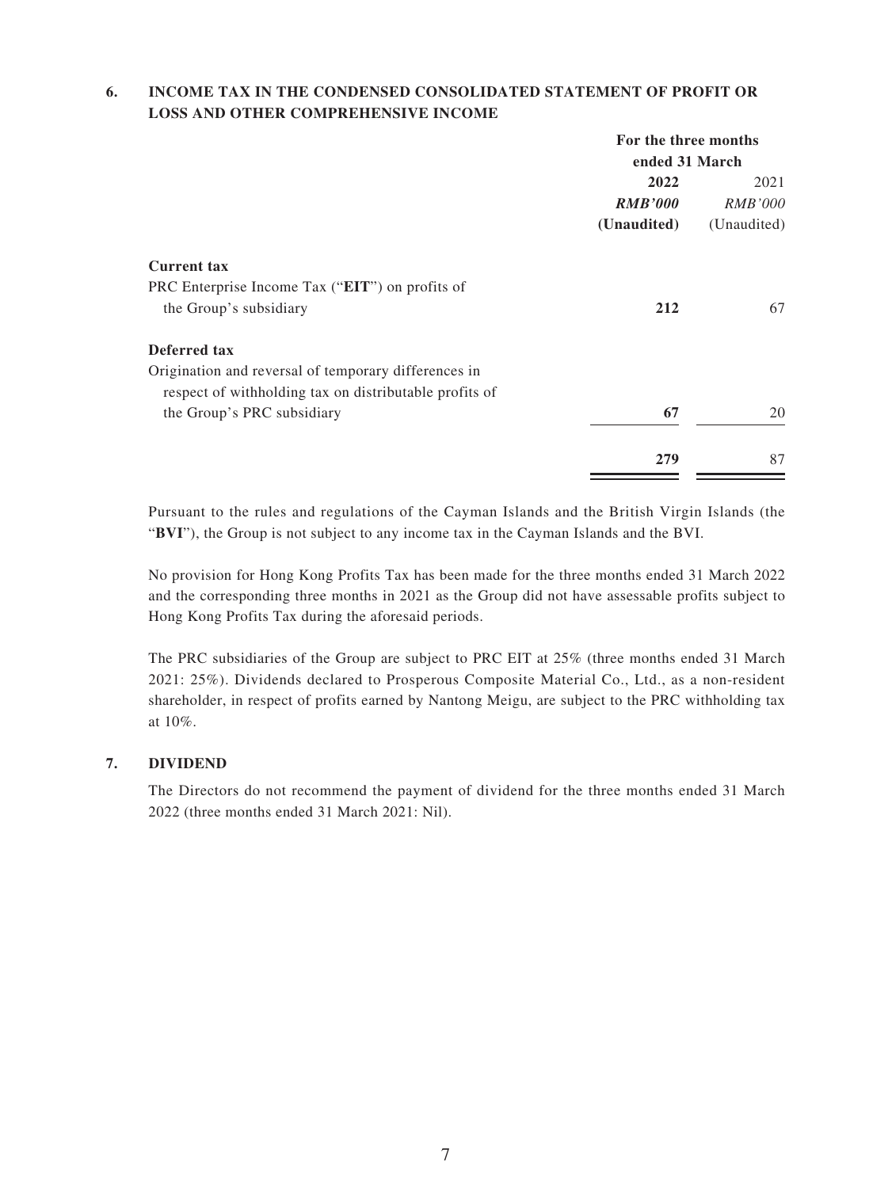## 6. INCOME TAX IN THE CONDENSED CONSOLIDATED STATEMENT OF PROFIT OR LOSS AND OTHER COMPREHENSIVE INCOME

| | For the three months ended 31 March | |
|---|---|---|
| | **2022** | 2021 |
| | ***RMB'000*** | *RMB'000* |
| | **(Unaudited)** | (Unaudited) |
| **Current tax** | | |
| PRC Enterprise Income Tax ("**EIT**") on profits of the Group's subsidiary | **212** | 67 |
| **Deferred tax** | | |
| Origination and reversal of temporary differences in respect of withholding tax on distributable profits of the Group's PRC subsidiary | **67** | 20 |
| | **279** | 87 |

Pursuant to the rules and regulations of the Cayman Islands and the British Virgin Islands (the "**BVI**"), the Group is not subject to any income tax in the Cayman Islands and the BVI.

No provision for Hong Kong Profits Tax has been made for the three months ended 31 March 2022 and the corresponding three months in 2021 as the Group did not have assessable profits subject to Hong Kong Profits Tax during the aforesaid periods.

The PRC subsidiaries of the Group are subject to PRC EIT at 25% (three months ended 31 March 2021: 25%). Dividends declared to Prosperous Composite Material Co., Ltd., as a non-resident shareholder, in respect of profits earned by Nantong Meigu, are subject to the PRC withholding tax at 10%.

## 7. DIVIDEND

The Directors do not recommend the payment of dividend for the three months ended 31 March 2022 (three months ended 31 March 2021: Nil).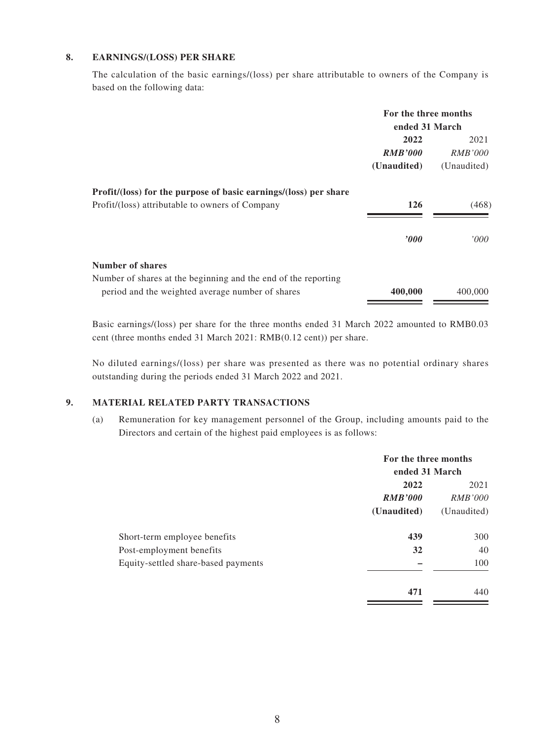## 8. EARNINGS/(LOSS) PER SHARE

The calculation of the basic earnings/(loss) per share attributable to owners of the Company is based on the following data:

| | For the three months ended 31 March | |
|---|---|---|
| | **2022** | 2021 |
| | ***RMB'000*** | *RMB'000* |
| | **(Unaudited)** | (Unaudited) |
| **Profit/(loss) for the purpose of basic earnings/(loss) per share** | | |
| Profit/(loss) attributable to owners of Company | **126** | (468) |
| | ***'000*** | *'000* |
| **Number of shares** | | |
| Number of shares at the beginning and the end of the reporting period and the weighted average number of shares | **400,000** | 400,000 |

Basic earnings/(loss) per share for the three months ended 31 March 2022 amounted to RMB0.03 cent (three months ended 31 March 2021: RMB(0.12 cent)) per share.

No diluted earnings/(loss) per share was presented as there was no potential ordinary shares outstanding during the periods ended 31 March 2022 and 2021.

## 9. MATERIAL RELATED PARTY TRANSACTIONS

(a) Remuneration for key management personnel of the Group, including amounts paid to the Directors and certain of the highest paid employees is as follows:

| | For the three months ended 31 March | |
|---|---|---|
| | **2022** | 2021 |
| | ***RMB'000*** | *RMB'000* |
| | **(Unaudited)** | (Unaudited) |
| Short-term employee benefits | **439** | 300 |
| Post-employment benefits | **32** | 40 |
| Equity-settled share-based payments | **–** | 100 |
| | **471** | 440 |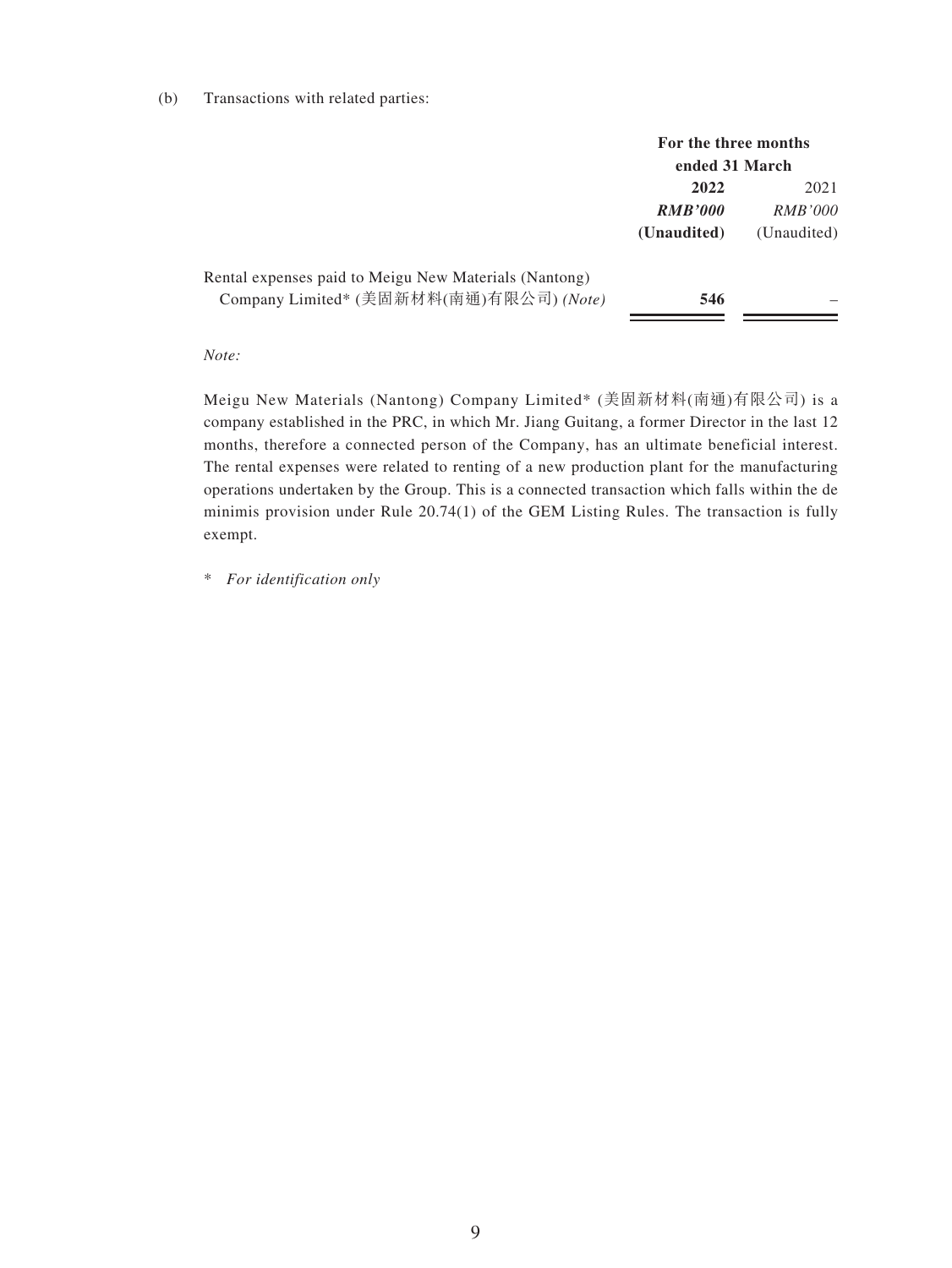(b) Transactions with related parties:

| | For the three months ended 31 March | |
|---|---|---|
| | **2022** | 2021 |
| | ***RMB'000*** | *RMB'000* |
| | **(Unaudited)** | (Unaudited) |
| Rental expenses paid to Meigu New Materials (Nantong) Company Limited* (美固新材料(南通)有限公司) *(Note)* | **546** | – |

*Note:*

Meigu New Materials (Nantong) Company Limited* (美固新材料(南通)有限公司) is a company established in the PRC, in which Mr. Jiang Guitang, a former Director in the last 12 months, therefore a connected person of the Company, has an ultimate beneficial interest. The rental expenses were related to renting of a new production plant for the manufacturing operations undertaken by the Group. This is a connected transaction which falls within the de minimis provision under Rule 20.74(1) of the GEM Listing Rules. The transaction is fully exempt.

\* *For identification only*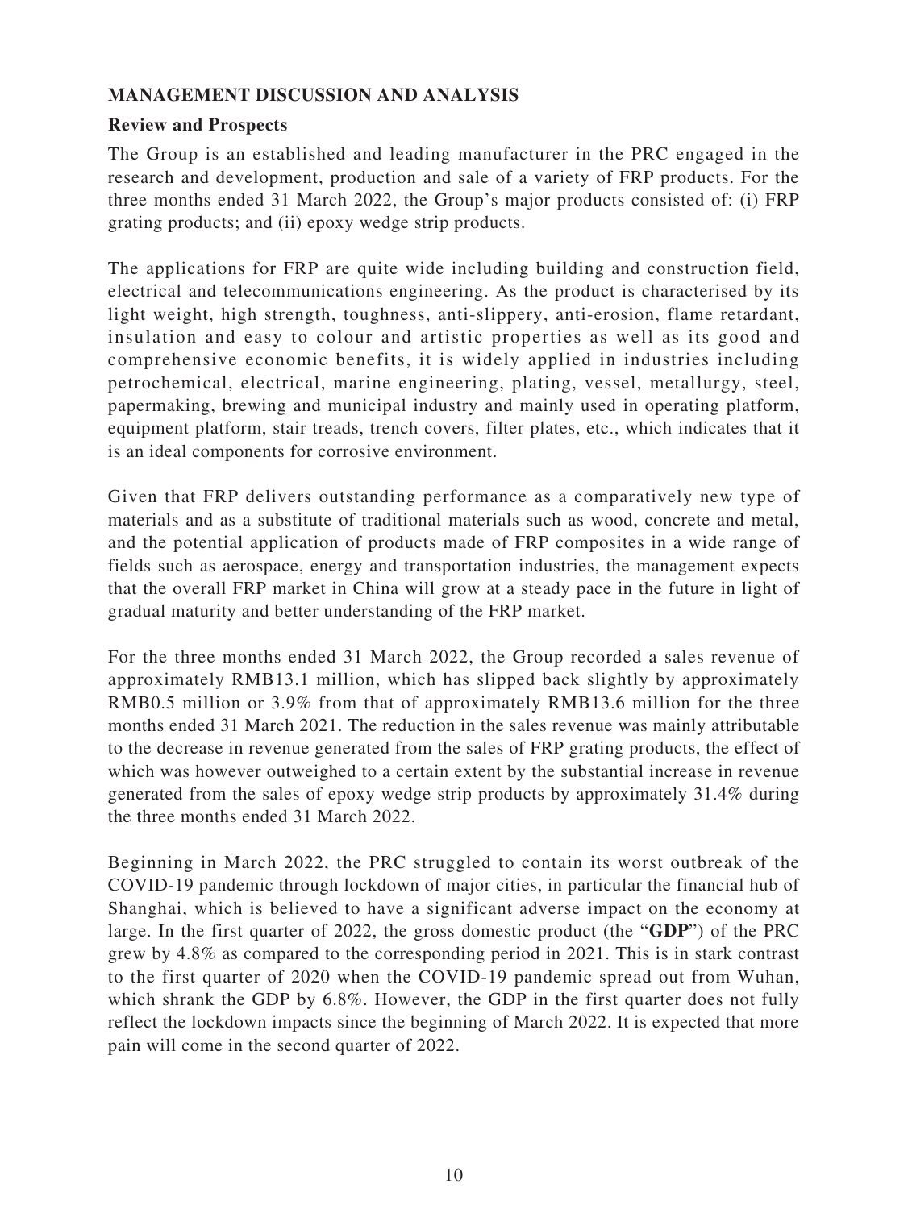## MANAGEMENT DISCUSSION AND ANALYSIS

### Review and Prospects

The Group is an established and leading manufacturer in the PRC engaged in the research and development, production and sale of a variety of FRP products. For the three months ended 31 March 2022, the Group's major products consisted of: (i) FRP grating products; and (ii) epoxy wedge strip products.

The applications for FRP are quite wide including building and construction field, electrical and telecommunications engineering. As the product is characterised by its light weight, high strength, toughness, anti-slippery, anti-erosion, flame retardant, insulation and easy to colour and artistic properties as well as its good and comprehensive economic benefits, it is widely applied in industries including petrochemical, electrical, marine engineering, plating, vessel, metallurgy, steel, papermaking, brewing and municipal industry and mainly used in operating platform, equipment platform, stair treads, trench covers, filter plates, etc., which indicates that it is an ideal components for corrosive environment.

Given that FRP delivers outstanding performance as a comparatively new type of materials and as a substitute of traditional materials such as wood, concrete and metal, and the potential application of products made of FRP composites in a wide range of fields such as aerospace, energy and transportation industries, the management expects that the overall FRP market in China will grow at a steady pace in the future in light of gradual maturity and better understanding of the FRP market.

For the three months ended 31 March 2022, the Group recorded a sales revenue of approximately RMB13.1 million, which has slipped back slightly by approximately RMB0.5 million or 3.9% from that of approximately RMB13.6 million for the three months ended 31 March 2021. The reduction in the sales revenue was mainly attributable to the decrease in revenue generated from the sales of FRP grating products, the effect of which was however outweighed to a certain extent by the substantial increase in revenue generated from the sales of epoxy wedge strip products by approximately 31.4% during the three months ended 31 March 2022.

Beginning in March 2022, the PRC struggled to contain its worst outbreak of the COVID-19 pandemic through lockdown of major cities, in particular the financial hub of Shanghai, which is believed to have a significant adverse impact on the economy at large. In the first quarter of 2022, the gross domestic product (the "**GDP**") of the PRC grew by 4.8% as compared to the corresponding period in 2021. This is in stark contrast to the first quarter of 2020 when the COVID-19 pandemic spread out from Wuhan, which shrank the GDP by 6.8%. However, the GDP in the first quarter does not fully reflect the lockdown impacts since the beginning of March 2022. It is expected that more pain will come in the second quarter of 2022.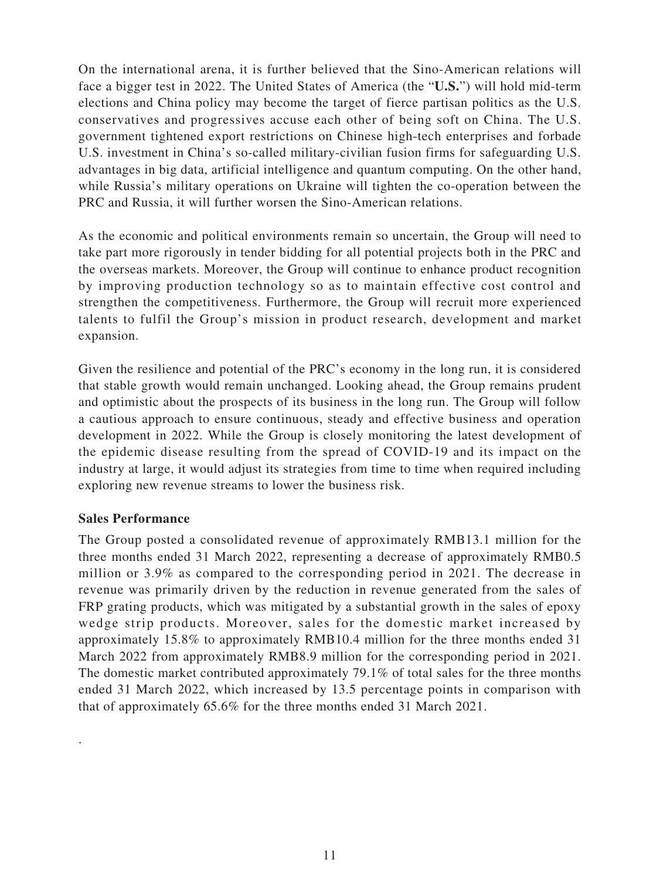On the international arena, it is further believed that the Sino-American relations will face a bigger test in 2022. The United States of America (the "**U.S.**") will hold mid-term elections and China policy may become the target of fierce partisan politics as the U.S. conservatives and progressives accuse each other of being soft on China. The U.S. government tightened export restrictions on Chinese high-tech enterprises and forbade U.S. investment in China's so-called military-civilian fusion firms for safeguarding U.S. advantages in big data, artificial intelligence and quantum computing. On the other hand, while Russia's military operations on Ukraine will tighten the co-operation between the PRC and Russia, it will further worsen the Sino-American relations.

As the economic and political environments remain so uncertain, the Group will need to take part more rigorously in tender bidding for all potential projects both in the PRC and the overseas markets. Moreover, the Group will continue to enhance product recognition by improving production technology so as to maintain effective cost control and strengthen the competitiveness. Furthermore, the Group will recruit more experienced talents to fulfil the Group's mission in product research, development and market expansion.

Given the resilience and potential of the PRC's economy in the long run, it is considered that stable growth would remain unchanged. Looking ahead, the Group remains prudent and optimistic about the prospects of its business in the long run. The Group will follow a cautious approach to ensure continuous, steady and effective business and operation development in 2022. While the Group is closely monitoring the latest development of the epidemic disease resulting from the spread of COVID-19 and its impact on the industry at large, it would adjust its strategies from time to time when required including exploring new revenue streams to lower the business risk.

**Sales Performance**

The Group posted a consolidated revenue of approximately RMB13.1 million for the three months ended 31 March 2022, representing a decrease of approximately RMB0.5 million or 3.9% as compared to the corresponding period in 2021. The decrease in revenue was primarily driven by the reduction in revenue generated from the sales of FRP grating products, which was mitigated by a substantial growth in the sales of epoxy wedge strip products. Moreover, sales for the domestic market increased by approximately 15.8% to approximately RMB10.4 million for the three months ended 31 March 2022 from approximately RMB8.9 million for the corresponding period in 2021. The domestic market contributed approximately 79.1% of total sales for the three months ended 31 March 2022, which increased by 13.5 percentage points in comparison with that of approximately 65.6% for the three months ended 31 March 2021.

.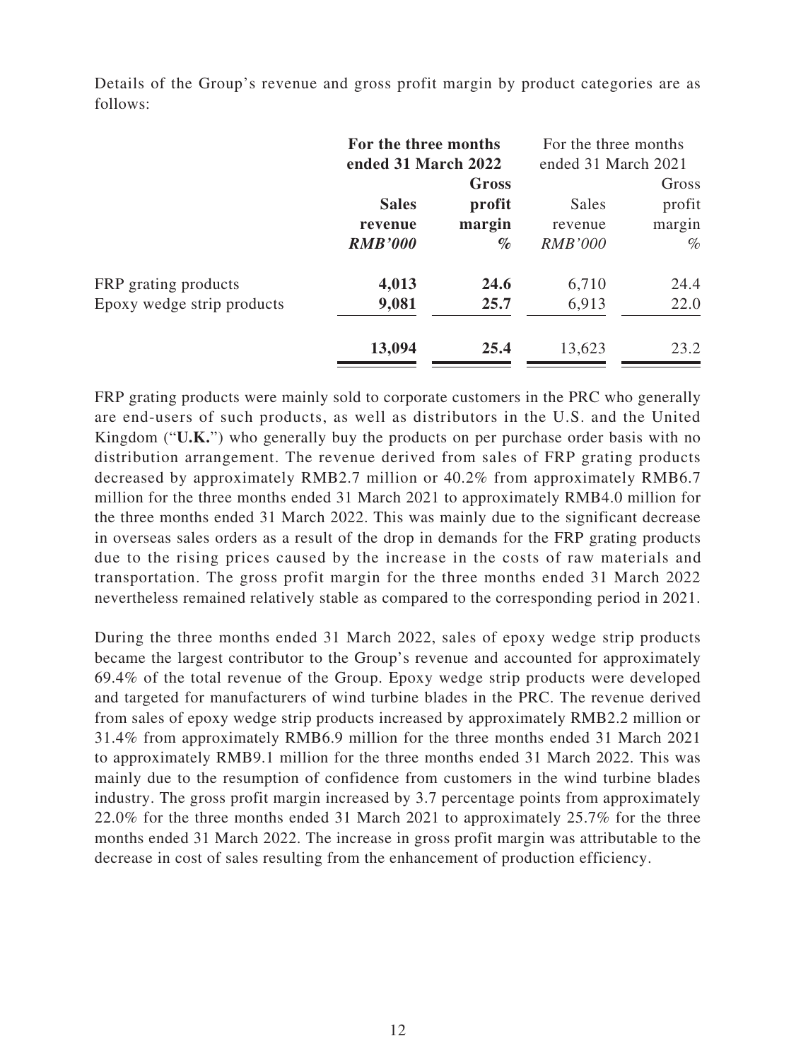Details of the Group's revenue and gross profit margin by product categories are as follows:

| | **For the three months ended 31 March 2022** | | For the three months ended 31 March 2021 | |
|---|---|---|---|---|
| | **Sales revenue** | **Gross profit margin** | Sales revenue | Gross profit margin |
| | ***RMB'000*** | ***%*** | *RMB'000* | *%* |
| FRP grating products | **4,013** | **24.6** | 6,710 | 24.4 |
| Epoxy wedge strip products | **9,081** | **25.7** | 6,913 | 22.0 |
| | **13,094** | **25.4** | 13,623 | 23.2 |

FRP grating products were mainly sold to corporate customers in the PRC who generally are end-users of such products, as well as distributors in the U.S. and the United Kingdom ("**U.K.**") who generally buy the products on per purchase order basis with no distribution arrangement. The revenue derived from sales of FRP grating products decreased by approximately RMB2.7 million or 40.2% from approximately RMB6.7 million for the three months ended 31 March 2021 to approximately RMB4.0 million for the three months ended 31 March 2022. This was mainly due to the significant decrease in overseas sales orders as a result of the drop in demands for the FRP grating products due to the rising prices caused by the increase in the costs of raw materials and transportation. The gross profit margin for the three months ended 31 March 2022 nevertheless remained relatively stable as compared to the corresponding period in 2021.

During the three months ended 31 March 2022, sales of epoxy wedge strip products became the largest contributor to the Group's revenue and accounted for approximately 69.4% of the total revenue of the Group. Epoxy wedge strip products were developed and targeted for manufacturers of wind turbine blades in the PRC. The revenue derived from sales of epoxy wedge strip products increased by approximately RMB2.2 million or 31.4% from approximately RMB6.9 million for the three months ended 31 March 2021 to approximately RMB9.1 million for the three months ended 31 March 2022. This was mainly due to the resumption of confidence from customers in the wind turbine blades industry. The gross profit margin increased by 3.7 percentage points from approximately 22.0% for the three months ended 31 March 2021 to approximately 25.7% for the three months ended 31 March 2022. The increase in gross profit margin was attributable to the decrease in cost of sales resulting from the enhancement of production efficiency.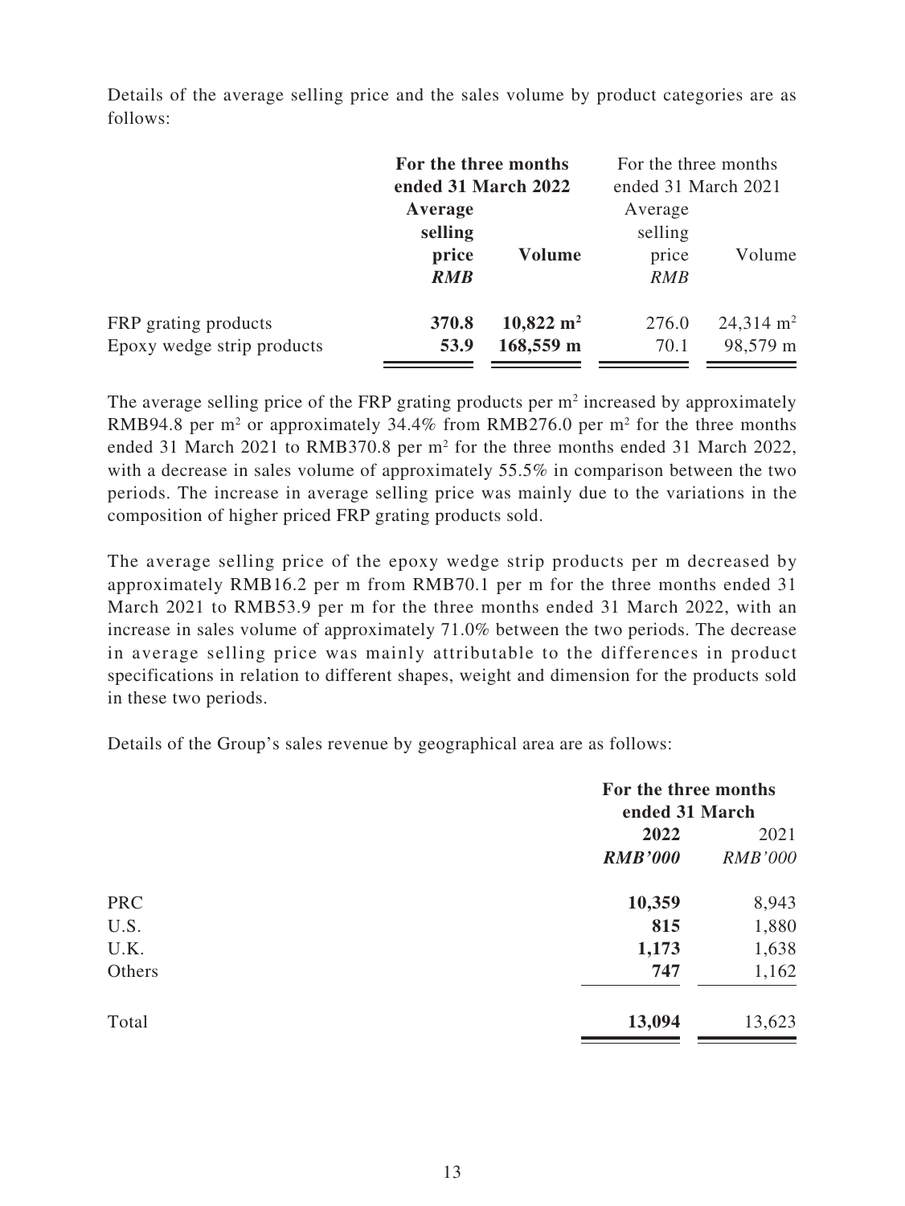Details of the average selling price and the sales volume by product categories are as follows:

| | **For the three months ended 31 March 2022** | | For the three months ended 31 March 2021 | |
|---|---|---|---|---|
| | **Average selling price** | **Volume** | Average selling price | Volume |
| | ***RMB*** | | *RMB* | |
| FRP grating products | **370.8** | **10,822 $m^2$** | 276.0 | 24,314 $m^2$ |
| Epoxy wedge strip products | **53.9** | **168,559 m** | 70.1 | 98,579 m |

The average selling price of the FRP grating products per $m^2$ increased by approximately RMB94.8 per $m^2$ or approximately 34.4% from RMB276.0 per $m^2$ for the three months ended 31 March 2021 to RMB370.8 per $m^2$ for the three months ended 31 March 2022, with a decrease in sales volume of approximately 55.5% in comparison between the two periods. The increase in average selling price was mainly due to the variations in the composition of higher priced FRP grating products sold.

The average selling price of the epoxy wedge strip products per m decreased by approximately RMB16.2 per m from RMB70.1 per m for the three months ended 31 March 2021 to RMB53.9 per m for the three months ended 31 March 2022, with an increase in sales volume of approximately 71.0% between the two periods. The decrease in average selling price was mainly attributable to the differences in product specifications in relation to different shapes, weight and dimension for the products sold in these two periods.

Details of the Group's sales revenue by geographical area are as follows:

| | **For the three months ended 31 March** | |
|---|---|---|
| | **2022** | 2021 |
| | ***RMB'000*** | *RMB'000* |
| PRC | **10,359** | 8,943 |
| U.S. | **815** | 1,880 |
| U.K. | **1,173** | 1,638 |
| Others | **747** | 1,162 |
| Total | **13,094** | 13,623 |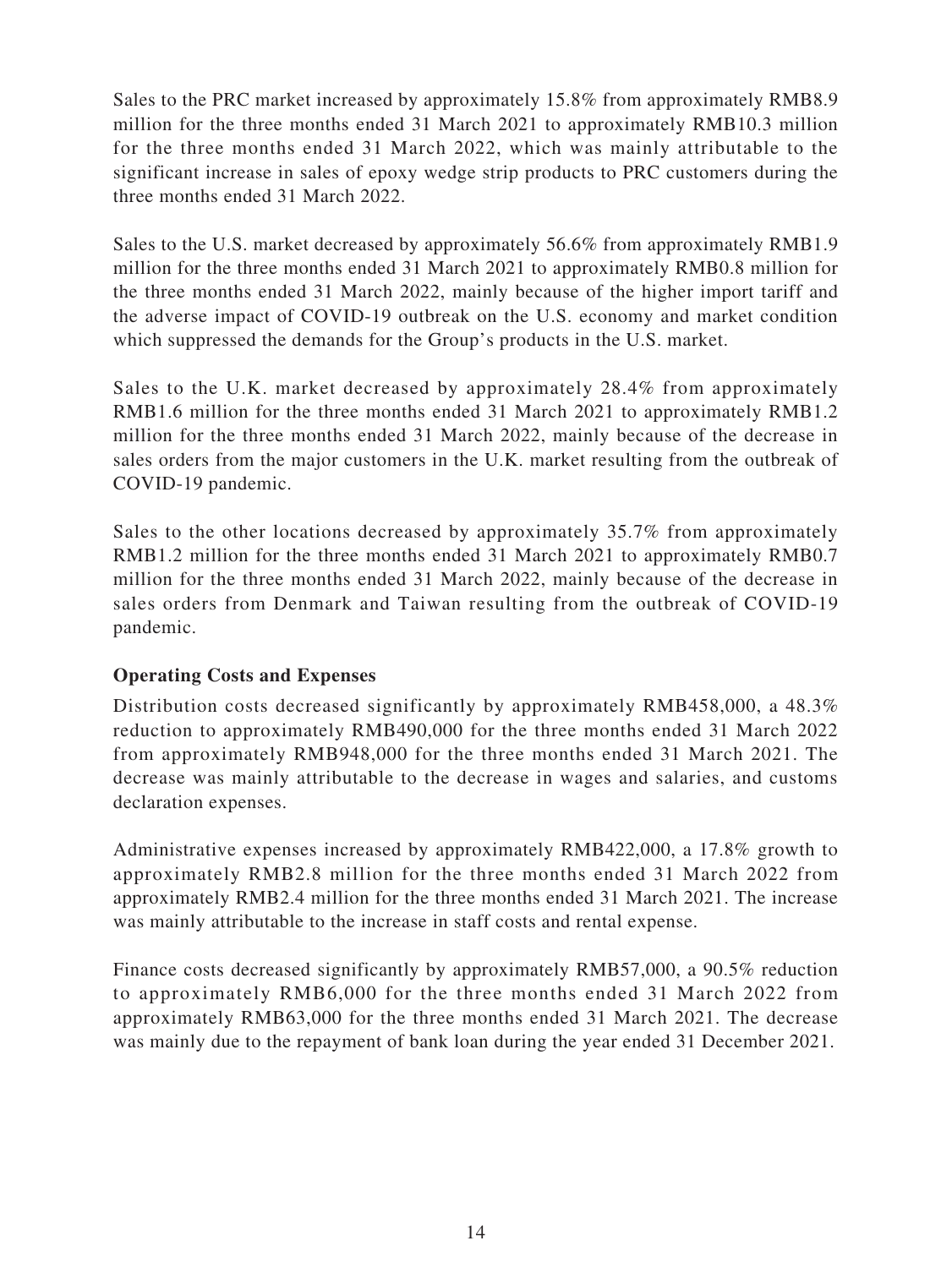Sales to the PRC market increased by approximately 15.8% from approximately RMB8.9 million for the three months ended 31 March 2021 to approximately RMB10.3 million for the three months ended 31 March 2022, which was mainly attributable to the significant increase in sales of epoxy wedge strip products to PRC customers during the three months ended 31 March 2022.

Sales to the U.S. market decreased by approximately 56.6% from approximately RMB1.9 million for the three months ended 31 March 2021 to approximately RMB0.8 million for the three months ended 31 March 2022, mainly because of the higher import tariff and the adverse impact of COVID-19 outbreak on the U.S. economy and market condition which suppressed the demands for the Group's products in the U.S. market.

Sales to the U.K. market decreased by approximately 28.4% from approximately RMB1.6 million for the three months ended 31 March 2021 to approximately RMB1.2 million for the three months ended 31 March 2022, mainly because of the decrease in sales orders from the major customers in the U.K. market resulting from the outbreak of COVID-19 pandemic.

Sales to the other locations decreased by approximately 35.7% from approximately RMB1.2 million for the three months ended 31 March 2021 to approximately RMB0.7 million for the three months ended 31 March 2022, mainly because of the decrease in sales orders from Denmark and Taiwan resulting from the outbreak of COVID-19 pandemic.

**Operating Costs and Expenses**

Distribution costs decreased significantly by approximately RMB458,000, a 48.3% reduction to approximately RMB490,000 for the three months ended 31 March 2022 from approximately RMB948,000 for the three months ended 31 March 2021. The decrease was mainly attributable to the decrease in wages and salaries, and customs declaration expenses.

Administrative expenses increased by approximately RMB422,000, a 17.8% growth to approximately RMB2.8 million for the three months ended 31 March 2022 from approximately RMB2.4 million for the three months ended 31 March 2021. The increase was mainly attributable to the increase in staff costs and rental expense.

Finance costs decreased significantly by approximately RMB57,000, a 90.5% reduction to approximately RMB6,000 for the three months ended 31 March 2022 from approximately RMB63,000 for the three months ended 31 March 2021. The decrease was mainly due to the repayment of bank loan during the year ended 31 December 2021.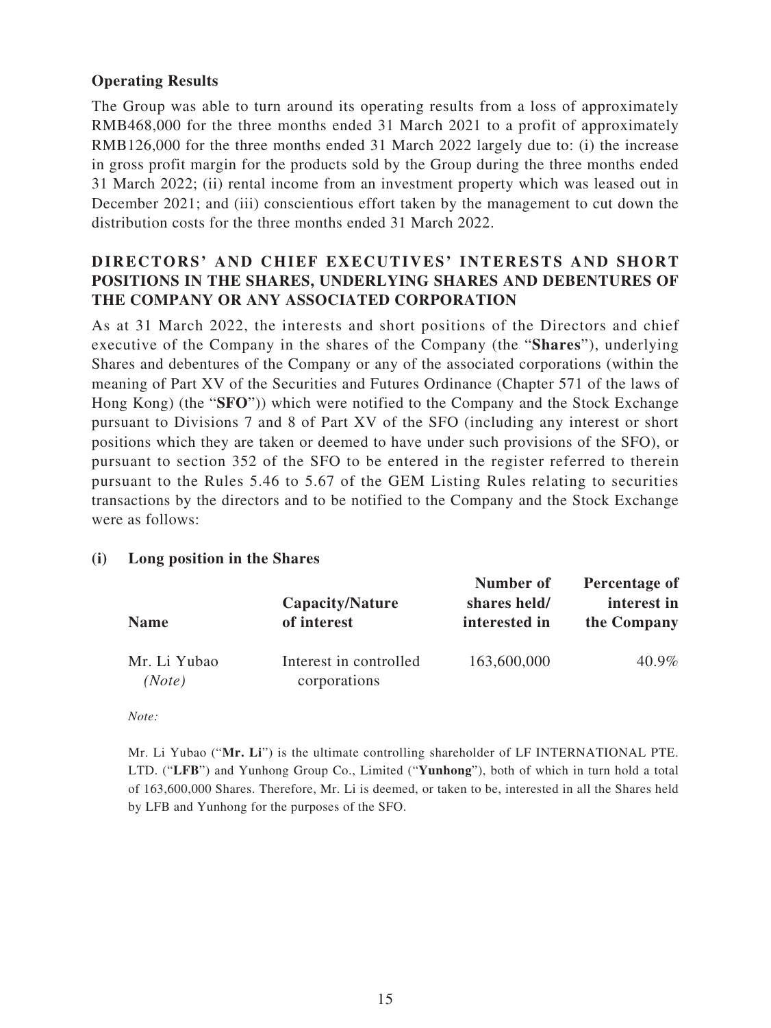**Operating Results**

The Group was able to turn around its operating results from a loss of approximately RMB468,000 for the three months ended 31 March 2021 to a profit of approximately RMB126,000 for the three months ended 31 March 2022 largely due to: (i) the increase in gross profit margin for the products sold by the Group during the three months ended 31 March 2022; (ii) rental income from an investment property which was leased out in December 2021; and (iii) conscientious effort taken by the management to cut down the distribution costs for the three months ended 31 March 2022.

## DIRECTORS' AND CHIEF EXECUTIVES' INTERESTS AND SHORT POSITIONS IN THE SHARES, UNDERLYING SHARES AND DEBENTURES OF THE COMPANY OR ANY ASSOCIATED CORPORATION

As at 31 March 2022, the interests and short positions of the Directors and chief executive of the Company in the shares of the Company (the "**Shares**"), underlying Shares and debentures of the Company or any of the associated corporations (within the meaning of Part XV of the Securities and Futures Ordinance (Chapter 571 of the laws of Hong Kong) (the "**SFO**")) which were notified to the Company and the Stock Exchange pursuant to Divisions 7 and 8 of Part XV of the SFO (including any interest or short positions which they are taken or deemed to have under such provisions of the SFO), or pursuant to section 352 of the SFO to be entered in the register referred to therein pursuant to the Rules 5.46 to 5.67 of the GEM Listing Rules relating to securities transactions by the directors and to be notified to the Company and the Stock Exchange were as follows:

**(i) Long position in the Shares**

| Name | Capacity/Nature of interest | Number of shares held/ interested in | Percentage of interest in the Company |
|---|---|---|---|
| Mr. Li Yubao *(Note)* | Interest in controlled corporations | 163,600,000 | 40.9% |

*Note:*

Mr. Li Yubao ("**Mr. Li**") is the ultimate controlling shareholder of LF INTERNATIONAL PTE. LTD. ("**LFB**") and Yunhong Group Co., Limited ("**Yunhong**"), both of which in turn hold a total of 163,600,000 Shares. Therefore, Mr. Li is deemed, or taken to be, interested in all the Shares held by LFB and Yunhong for the purposes of the SFO.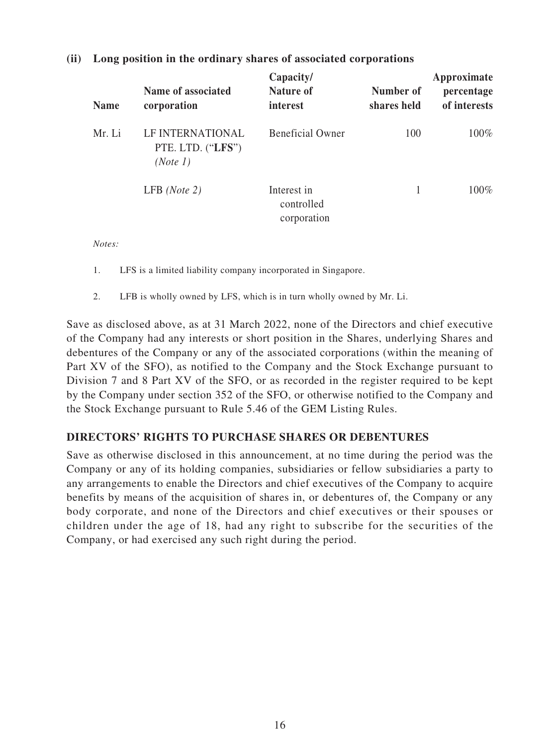**(ii) Long position in the ordinary shares of associated corporations**

| Name | Name of associated corporation | Capacity/ Nature of interest | Number of shares held | Approximate percentage of interests |
|---|---|---|---|---|
| Mr. Li | LF INTERNATIONAL PTE. LTD. ("**LFS**") *(Note 1)* | Beneficial Owner | 100 | 100% |
| | LFB *(Note 2)* | Interest in controlled corporation | 1 | 100% |

*Notes:*

1. LFS is a limited liability company incorporated in Singapore.

2. LFB is wholly owned by LFS, which is in turn wholly owned by Mr. Li.

Save as disclosed above, as at 31 March 2022, none of the Directors and chief executive of the Company had any interests or short position in the Shares, underlying Shares and debentures of the Company or any of the associated corporations (within the meaning of Part XV of the SFO), as notified to the Company and the Stock Exchange pursuant to Division 7 and 8 Part XV of the SFO, or as recorded in the register required to be kept by the Company under section 352 of the SFO, or otherwise notified to the Company and the Stock Exchange pursuant to Rule 5.46 of the GEM Listing Rules.

## DIRECTORS' RIGHTS TO PURCHASE SHARES OR DEBENTURES

Save as otherwise disclosed in this announcement, at no time during the period was the Company or any of its holding companies, subsidiaries or fellow subsidiaries a party to any arrangements to enable the Directors and chief executives of the Company to acquire benefits by means of the acquisition of shares in, or debentures of, the Company or any body corporate, and none of the Directors and chief executives or their spouses or children under the age of 18, had any right to subscribe for the securities of the Company, or had exercised any such right during the period.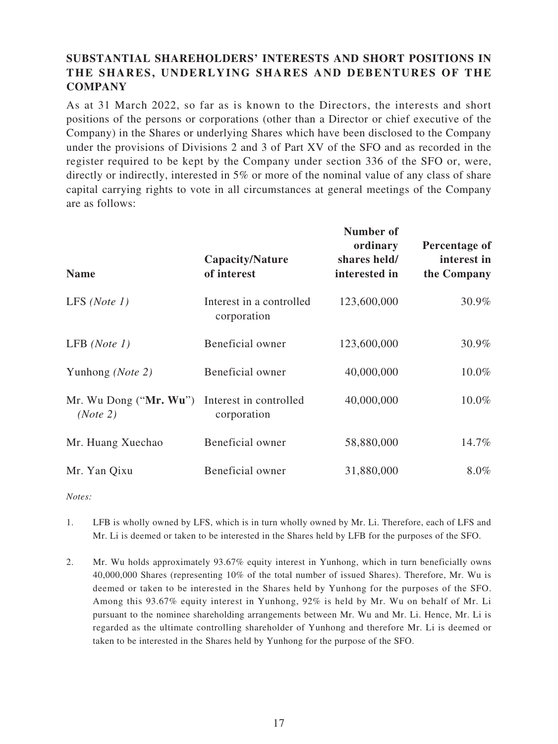## SUBSTANTIAL SHAREHOLDERS' INTERESTS AND SHORT POSITIONS IN THE SHARES, UNDERLYING SHARES AND DEBENTURES OF THE COMPANY

As at 31 March 2022, so far as is known to the Directors, the interests and short positions of the persons or corporations (other than a Director or chief executive of the Company) in the Shares or underlying Shares which have been disclosed to the Company under the provisions of Divisions 2 and 3 of Part XV of the SFO and as recorded in the register required to be kept by the Company under section 336 of the SFO or, were, directly or indirectly, interested in 5% or more of the nominal value of any class of share capital carrying rights to vote in all circumstances at general meetings of the Company are as follows:

| Name | Capacity/Nature of interest | Number of ordinary shares held/ interested in | Percentage of interest in the Company |
|---|---|---|---|
| LFS *(Note 1)* | Interest in a controlled corporation | 123,600,000 | 30.9% |
| LFB *(Note 1)* | Beneficial owner | 123,600,000 | 30.9% |
| Yunhong *(Note 2)* | Beneficial owner | 40,000,000 | 10.0% |
| Mr. Wu Dong ("**Mr. Wu**") *(Note 2)* | Interest in controlled corporation | 40,000,000 | 10.0% |
| Mr. Huang Xuechao | Beneficial owner | 58,880,000 | 14.7% |
| Mr. Yan Qixu | Beneficial owner | 31,880,000 | 8.0% |

*Notes:*

1. LFB is wholly owned by LFS, which is in turn wholly owned by Mr. Li. Therefore, each of LFS and Mr. Li is deemed or taken to be interested in the Shares held by LFB for the purposes of the SFO.

2. Mr. Wu holds approximately 93.67% equity interest in Yunhong, which in turn beneficially owns 40,000,000 Shares (representing 10% of the total number of issued Shares). Therefore, Mr. Wu is deemed or taken to be interested in the Shares held by Yunhong for the purposes of the SFO. Among this 93.67% equity interest in Yunhong, 92% is held by Mr. Wu on behalf of Mr. Li pursuant to the nominee shareholding arrangements between Mr. Wu and Mr. Li. Hence, Mr. Li is regarded as the ultimate controlling shareholder of Yunhong and therefore Mr. Li is deemed or taken to be interested in the Shares held by Yunhong for the purpose of the SFO.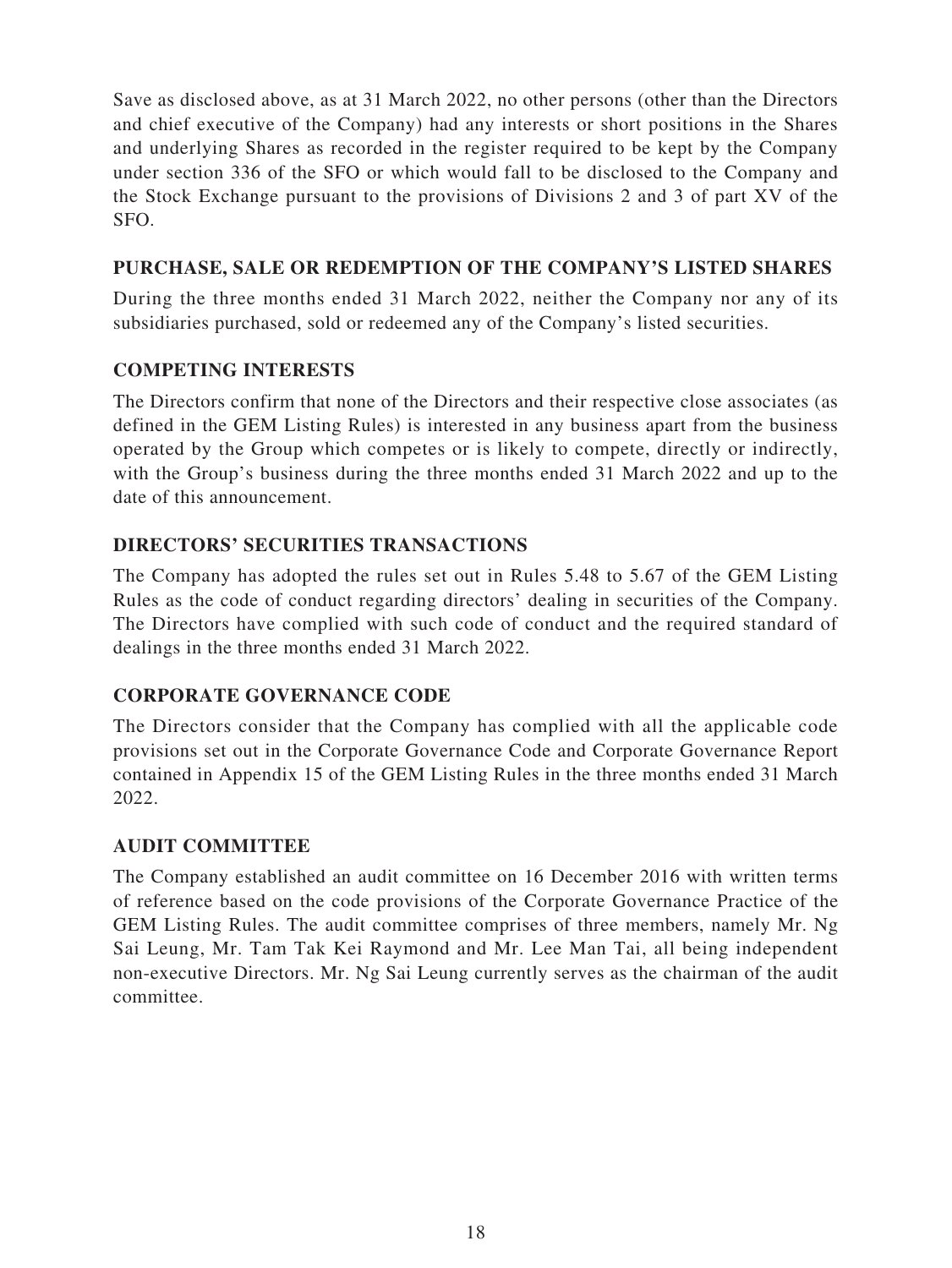Save as disclosed above, as at 31 March 2022, no other persons (other than the Directors and chief executive of the Company) had any interests or short positions in the Shares and underlying Shares as recorded in the register required to be kept by the Company under section 336 of the SFO or which would fall to be disclosed to the Company and the Stock Exchange pursuant to the provisions of Divisions 2 and 3 of part XV of the SFO.

## PURCHASE, SALE OR REDEMPTION OF THE COMPANY'S LISTED SHARES

During the three months ended 31 March 2022, neither the Company nor any of its subsidiaries purchased, sold or redeemed any of the Company's listed securities.

## COMPETING INTERESTS

The Directors confirm that none of the Directors and their respective close associates (as defined in the GEM Listing Rules) is interested in any business apart from the business operated by the Group which competes or is likely to compete, directly or indirectly, with the Group's business during the three months ended 31 March 2022 and up to the date of this announcement.

## DIRECTORS' SECURITIES TRANSACTIONS

The Company has adopted the rules set out in Rules 5.48 to 5.67 of the GEM Listing Rules as the code of conduct regarding directors' dealing in securities of the Company. The Directors have complied with such code of conduct and the required standard of dealings in the three months ended 31 March 2022.

## CORPORATE GOVERNANCE CODE

The Directors consider that the Company has complied with all the applicable code provisions set out in the Corporate Governance Code and Corporate Governance Report contained in Appendix 15 of the GEM Listing Rules in the three months ended 31 March 2022.

## AUDIT COMMITTEE

The Company established an audit committee on 16 December 2016 with written terms of reference based on the code provisions of the Corporate Governance Practice of the GEM Listing Rules. The audit committee comprises of three members, namely Mr. Ng Sai Leung, Mr. Tam Tak Kei Raymond and Mr. Lee Man Tai, all being independent non-executive Directors. Mr. Ng Sai Leung currently serves as the chairman of the audit committee.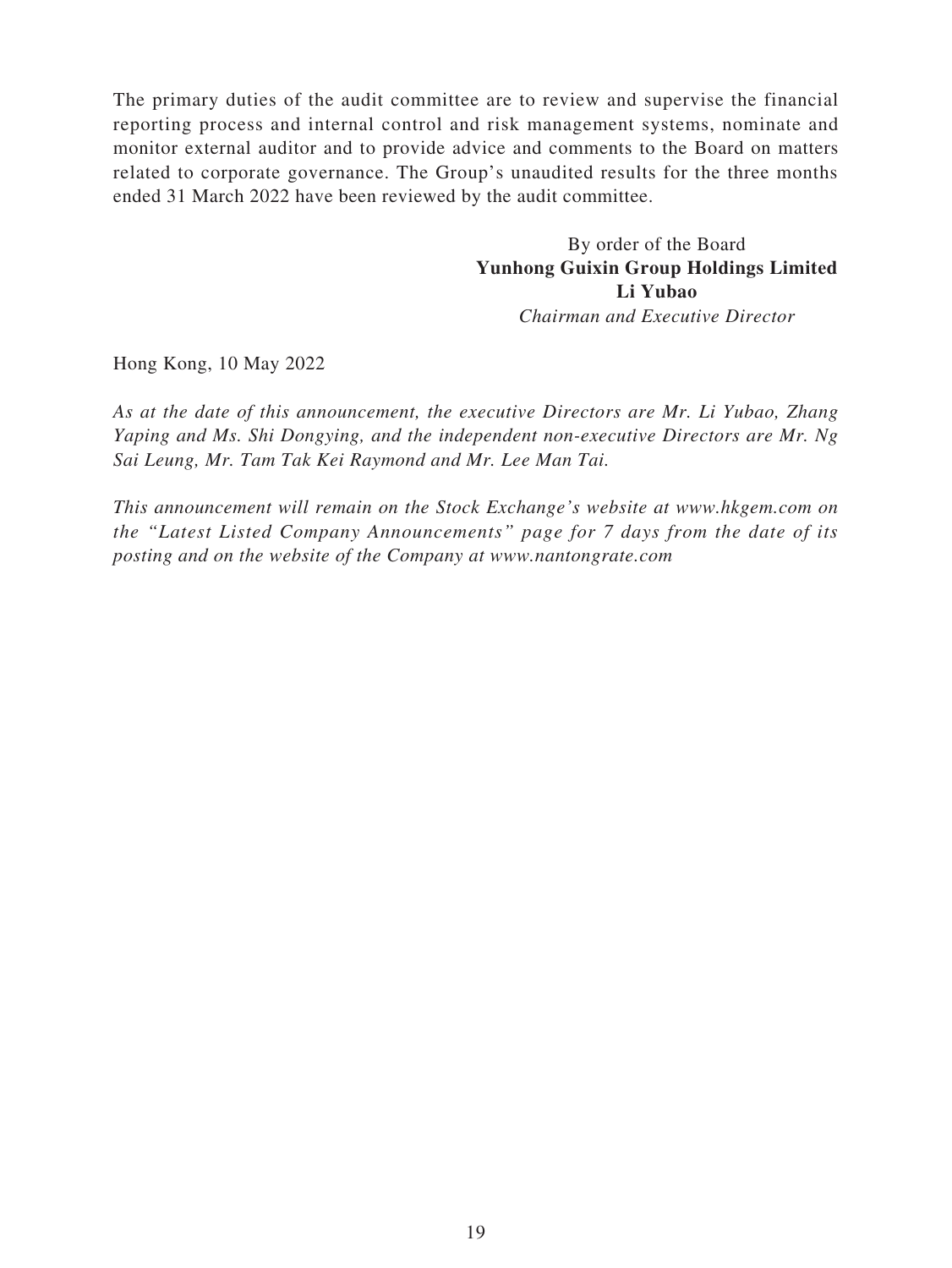The primary duties of the audit committee are to review and supervise the financial reporting process and internal control and risk management systems, nominate and monitor external auditor and to provide advice and comments to the Board on matters related to corporate governance. The Group's unaudited results for the three months ended 31 March 2022 have been reviewed by the audit committee.

By order of the Board
**Yunhong Guixin Group Holdings Limited**
**Li Yubao**
*Chairman and Executive Director*

Hong Kong, 10 May 2022

*As at the date of this announcement, the executive Directors are Mr. Li Yubao, Zhang Yaping and Ms. Shi Dongying, and the independent non-executive Directors are Mr. Ng Sai Leung, Mr. Tam Tak Kei Raymond and Mr. Lee Man Tai.*

*This announcement will remain on the Stock Exchange's website at www.hkgem.com on the "Latest Listed Company Announcements" page for 7 days from the date of its posting and on the website of the Company at www.nantongrate.com*